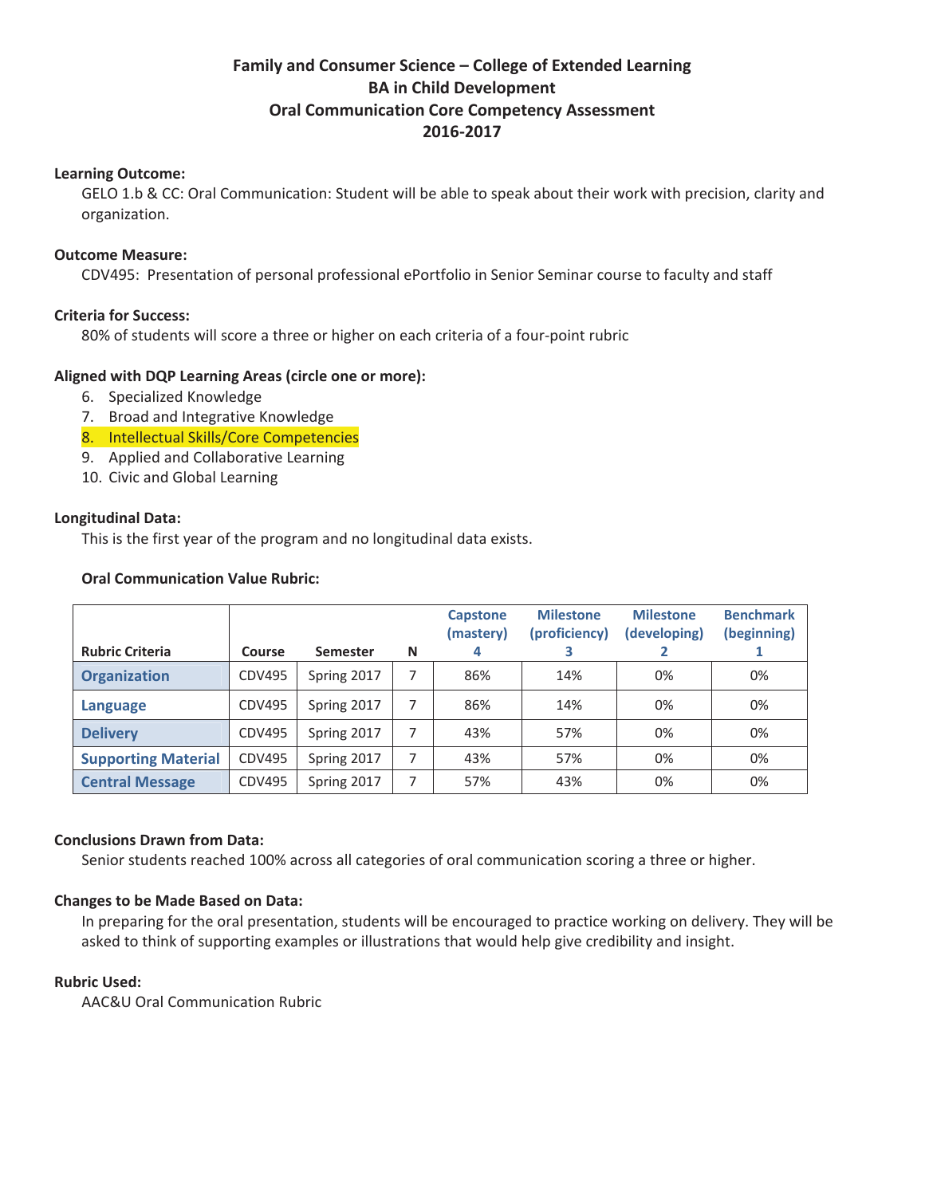# Family and Consumer Science – College of Extended Learning
# BA in Child Development
# Oral Communication Core Competency Assessment
# 2016-2017

**Learning Outcome:**

GELO 1.b & CC: Oral Communication: Student will be able to speak about their work with precision, clarity and organization.

**Outcome Measure:**

CDV495: Presentation of personal professional ePortfolio in Senior Seminar course to faculty and staff

**Criteria for Success:**

80% of students will score a three or higher on each criteria of a four-point rubric

**Aligned with DQP Learning Areas (circle one or more):**

6. Specialized Knowledge
7. Broad and Integrative Knowledge
8. Intellectual Skills/Core Competencies
9. Applied and Collaborative Learning
10. Civic and Global Learning

**Longitudinal Data:**

This is the first year of the program and no longitudinal data exists.

**Oral Communication Value Rubric:**

| Rubric Criteria | Course | Semester | N | Capstone (mastery) 4 | Milestone (proficiency) 3 | Milestone (developing) 2 | Benchmark (beginning) 1 |
|---|---|---|---|---|---|---|---|
| Organization | CDV495 | Spring 2017 | 7 | 86% | 14% | 0% | 0% |
| Language | CDV495 | Spring 2017 | 7 | 86% | 14% | 0% | 0% |
| Delivery | CDV495 | Spring 2017 | 7 | 43% | 57% | 0% | 0% |
| Supporting Material | CDV495 | Spring 2017 | 7 | 43% | 57% | 0% | 0% |
| Central Message | CDV495 | Spring 2017 | 7 | 57% | 43% | 0% | 0% |

**Conclusions Drawn from Data:**

Senior students reached 100% across all categories of oral communication scoring a three or higher.

**Changes to be Made Based on Data:**

In preparing for the oral presentation, students will be encouraged to practice working on delivery. They will be asked to think of supporting examples or illustrations that would help give credibility and insight.

**Rubric Used:**

AAC&U Oral Communication Rubric